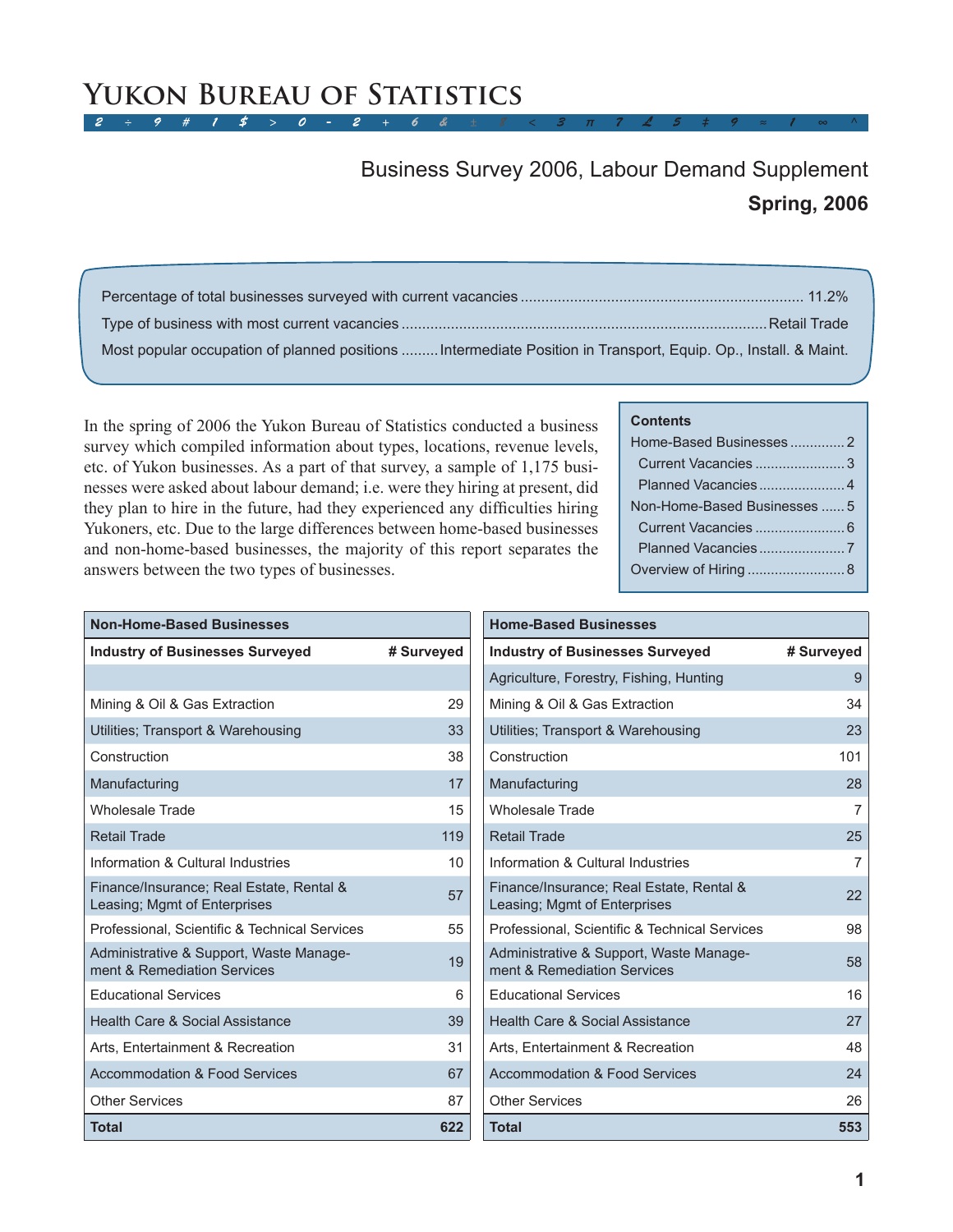# Yukon Bureau of Statistics

## Business Survey 2006, Labour Demand Supplement

### Spring, 2006

Percentage of total businesses surveyed with current vacancies ................ 11.2%

Type of business with most current vacancies ................ Retail Trade

Most popular occupation of planned positions ......... Intermediate Position in Transport, Equip. Op., Install. & Maint.

**Contents**

- Home-Based Businesses .............. 2
  - Current Vacancies ....................... 3
  - Planned Vacancies ...................... 4
- Non-Home-Based Businesses ...... 5
  - Current Vacancies ....................... 6
  - Planned Vacancies ...................... 7
- Overview of Hiring ......................... 8

In the spring of 2006 the Yukon Bureau of Statistics conducted a business survey which compiled information about types, locations, revenue levels, etc. of Yukon businesses. As a part of that survey, a sample of 1,175 businesses were asked about labour demand; i.e. were they hiring at present, did they plan to hire in the future, had they experienced any difficulties hiring Yukoners, etc. Due to the large differences between home-based businesses and non-home-based businesses, the majority of this report separates the answers between the two types of businesses.

**Non-Home-Based Businesses**

| Industry of Businesses Surveyed | # Surveyed |
|---|---|
| | |
| Mining & Oil & Gas Extraction | 29 |
| Utilities; Transport & Warehousing | 33 |
| Construction | 38 |
| Manufacturing | 17 |
| Wholesale Trade | 15 |
| Retail Trade | 119 |
| Information & Cultural Industries | 10 |
| Finance/Insurance; Real Estate, Rental & Leasing; Mgmt of Enterprises | 57 |
| Professional, Scientific & Technical Services | 55 |
| Administrative & Support, Waste Management & Remediation Services | 19 |
| Educational Services | 6 |
| Health Care & Social Assistance | 39 |
| Arts, Entertainment & Recreation | 31 |
| Accommodation & Food Services | 67 |
| Other Services | 87 |
| **Total** | **622** |

**Home-Based Businesses**

| Industry of Businesses Surveyed | # Surveyed |
|---|---|
| Agriculture, Forestry, Fishing, Hunting | 9 |
| Mining & Oil & Gas Extraction | 34 |
| Utilities; Transport & Warehousing | 23 |
| Construction | 101 |
| Manufacturing | 28 |
| Wholesale Trade | 7 |
| Retail Trade | 25 |
| Information & Cultural Industries | 7 |
| Finance/Insurance; Real Estate, Rental & Leasing; Mgmt of Enterprises | 22 |
| Professional, Scientific & Technical Services | 98 |
| Administrative & Support, Waste Management & Remediation Services | 58 |
| Educational Services | 16 |
| Health Care & Social Assistance | 27 |
| Arts, Entertainment & Recreation | 48 |
| Accommodation & Food Services | 24 |
| Other Services | 26 |
| **Total** | **553** |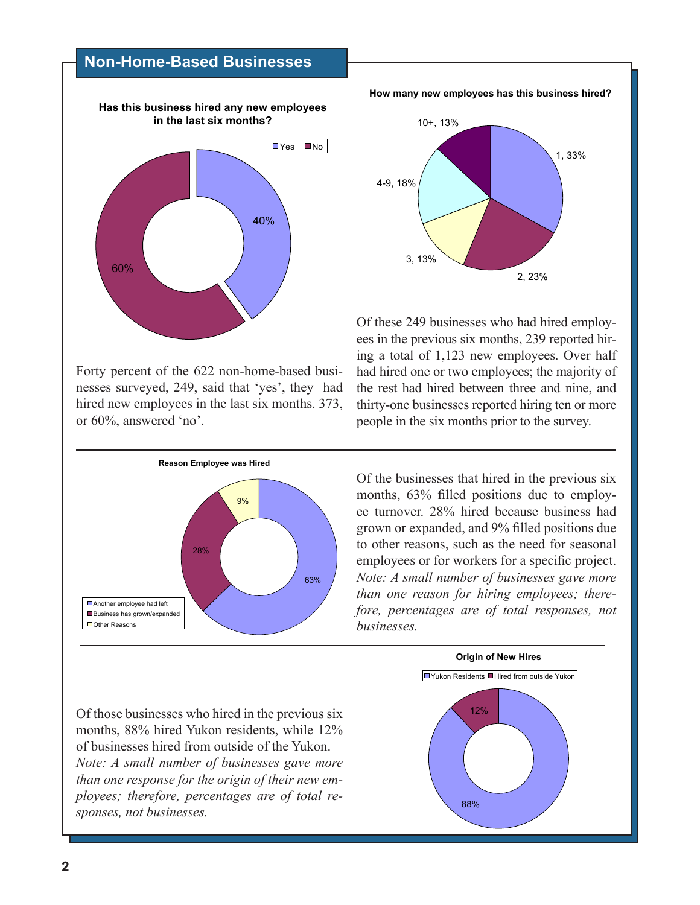## Non-Home-Based Businesses

**Has this business hired any new employees in the last six months?**

Yes: 40%
No: 60%

Forty percent of the 622 non-home-based businesses surveyed, 249, said that 'yes', they had hired new employees in the last six months. 373, or 60%, answered 'no'.

**How many new employees has this business hired?**

1, 33%
2, 23%
3, 13%
4-9, 18%
10+, 13%

Of these 249 businesses who had hired employees in the previous six months, 239 reported hiring a total of 1,123 new employees. Over half had hired one or two employees; the majority of the rest had hired between three and nine, and thirty-one businesses reported hiring ten or more people in the six months prior to the survey.

**Reason Employee was Hired**

Another employee had left: 63%
Business has grown/expanded: 28%
Other Reasons: 9%

Of the businesses that hired in the previous six months, 63% filled positions due to employee turnover. 28% hired because business had grown or expanded, and 9% filled positions due to other reasons, such as the need for seasonal employees or for workers for a specific project. *Note: A small number of businesses gave more than one reason for hiring employees; therefore, percentages are of total responses, not businesses.*

Of those businesses who hired in the previous six months, 88% hired Yukon residents, while 12% of businesses hired from outside of the Yukon. *Note: A small number of businesses gave more than one response for the origin of their new employees; therefore, percentages are of total responses, not businesses.*

**Origin of New Hires**

Yukon Residents: 88%
Hired from outside Yukon: 12%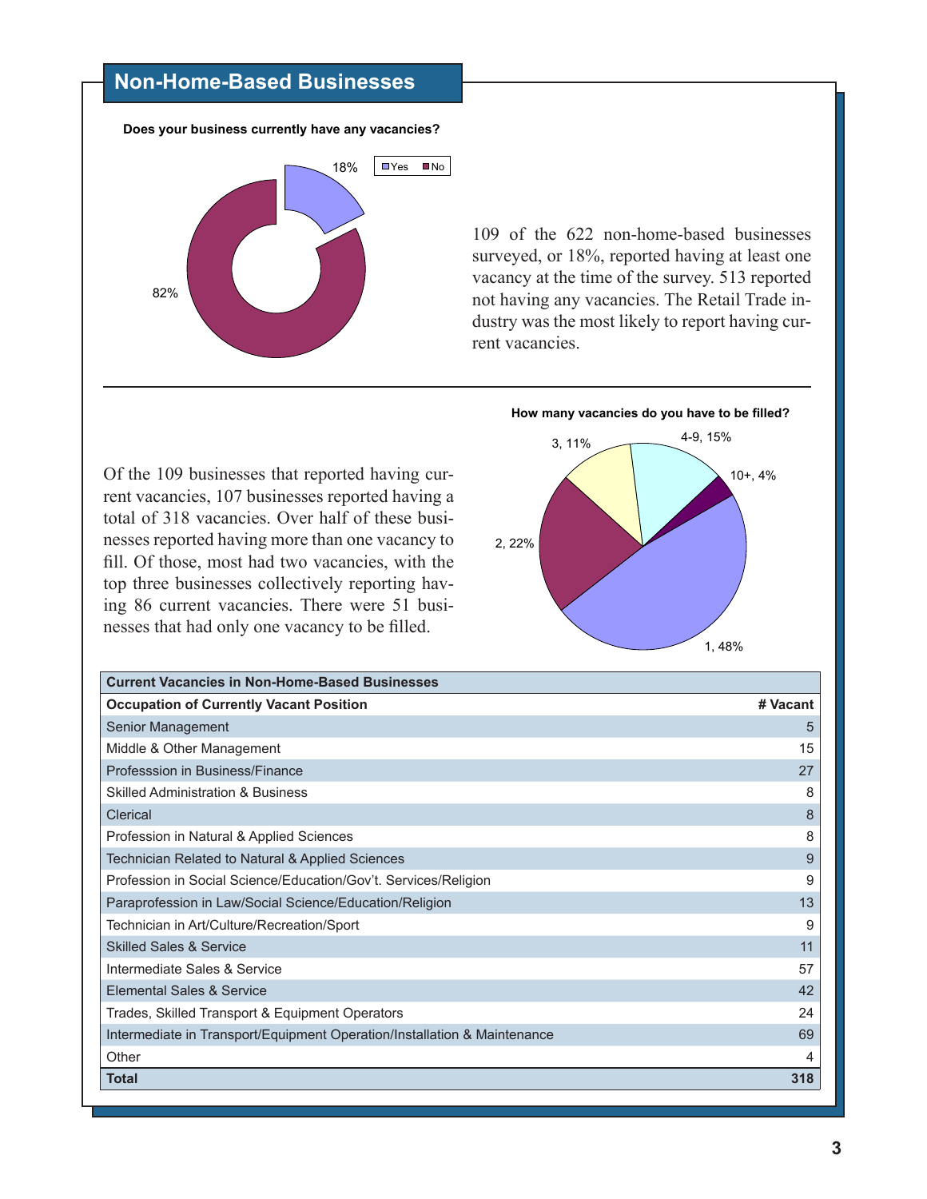## Non-Home-Based Businesses

**Does your business currently have any vacancies?**

18%

Yes No

82%

109 of the 622 non-home-based businesses surveyed, or 18%, reported having at least one vacancy at the time of the survey. 513 reported not having any vacancies. The Retail Trade industry was the most likely to report having current vacancies.

**How many vacancies do you have to be filled?**

3, 11%

4-9, 15%

10+, 4%

2, 22%

1, 48%

Of the 109 businesses that reported having current vacancies, 107 businesses reported having a total of 318 vacancies. Over half of these businesses reported having more than one vacancy to fill. Of those, most had two vacancies, with the top three businesses collectively reporting having 86 current vacancies. There were 51 businesses that had only one vacancy to be filled.

| Current Vacancies in Non-Home-Based Businesses | |
|---|---|
| **Occupation of Currently Vacant Position** | **# Vacant** |
| Senior Management | 5 |
| Middle & Other Management | 15 |
| Professsion in Business/Finance | 27 |
| Skilled Administration & Business | 8 |
| Clerical | 8 |
| Profession in Natural & Applied Sciences | 8 |
| Technician Related to Natural & Applied Sciences | 9 |
| Profession in Social Science/Education/Gov't. Services/Religion | 9 |
| Paraprofession in Law/Social Science/Education/Religion | 13 |
| Technician in Art/Culture/Recreation/Sport | 9 |
| Skilled Sales & Service | 11 |
| Intermediate Sales & Service | 57 |
| Elemental Sales & Service | 42 |
| Trades, Skilled Transport & Equipment Operators | 24 |
| Intermediate in Transport/Equipment Operation/Installation & Maintenance | 69 |
| Other | 4 |
| **Total** | **318** |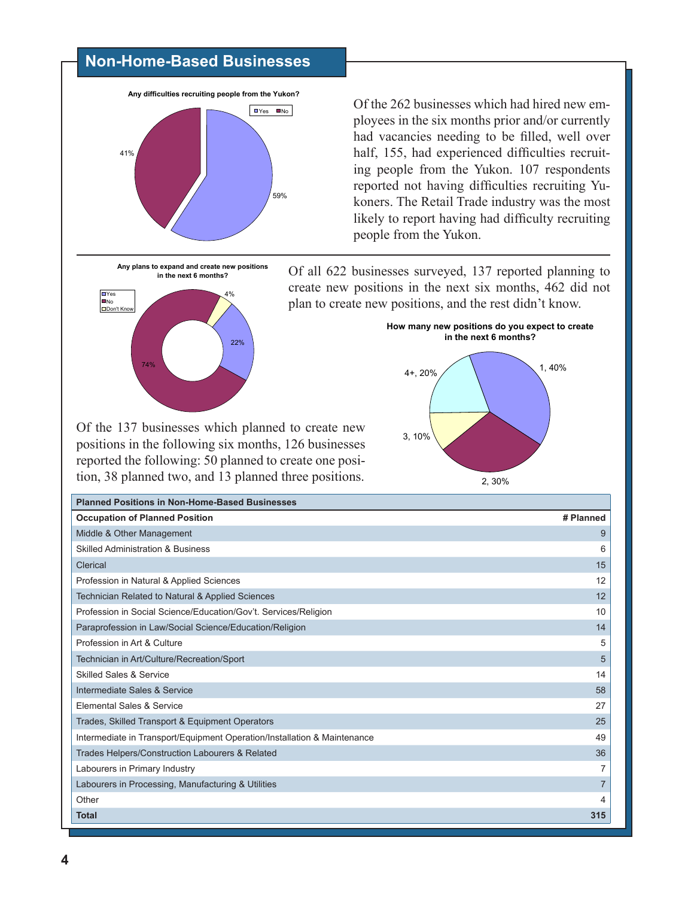## Non-Home-Based Businesses

**Any difficulties recruiting people from the Yukon?**

Yes 59%, No 41%

Of the 262 businesses which had hired new employees in the six months prior and/or currently had vacancies needing to be filled, well over half, 155, had experienced difficulties recruiting people from the Yukon. 107 respondents reported not having difficulties recruiting Yukoners. The Retail Trade industry was the most likely to report having had difficulty recruiting people from the Yukon.

**Any plans to expand and create new positions in the next 6 months?**

Yes 22%, No 74%, Don't Know 4%

Of all 622 businesses surveyed, 137 reported planning to create new positions in the next six months, 462 did not plan to create new positions, and the rest didn't know.

**How many new positions do you expect to create in the next 6 months?**

1, 40%; 2, 30%; 3, 10%; 4+, 20%

Of the 137 businesses which planned to create new positions in the following six months, 126 businesses reported the following: 50 planned to create one position, 38 planned two, and 13 planned three positions.

| Planned Positions in Non-Home-Based Businesses | |
|---|---|
| **Occupation of Planned Position** | **# Planned** |
| Middle & Other Management | 9 |
| Skilled Administration & Business | 6 |
| Clerical | 15 |
| Profession in Natural & Applied Sciences | 12 |
| Technician Related to Natural & Applied Sciences | 12 |
| Profession in Social Science/Education/Gov't. Services/Religion | 10 |
| Paraprofession in Law/Social Science/Education/Religion | 14 |
| Profession in Art & Culture | 5 |
| Technician in Art/Culture/Recreation/Sport | 5 |
| Skilled Sales & Service | 14 |
| Intermediate Sales & Service | 58 |
| Elemental Sales & Service | 27 |
| Trades, Skilled Transport & Equipment Operators | 25 |
| Intermediate in Transport/Equipment Operation/Installation & Maintenance | 49 |
| Trades Helpers/Construction Labourers & Related | 36 |
| Labourers in Primary Industry | 7 |
| Labourers in Processing, Manufacturing & Utilities | 7 |
| Other | 4 |
| **Total** | **315** |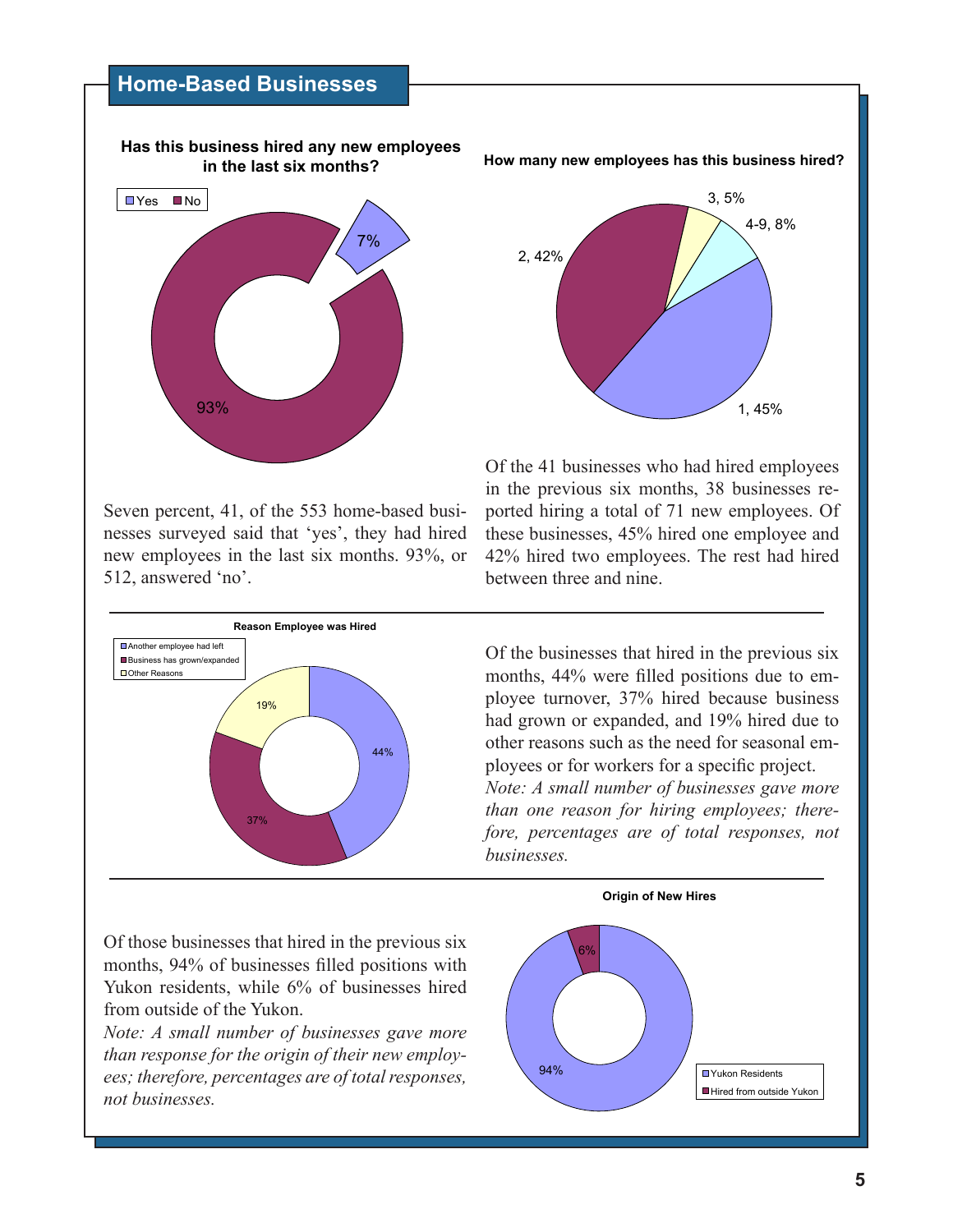## Home-Based Businesses

**Has this business hired any new employees in the last six months?**

Seven percent, 41, of the 553 home-based businesses surveyed said that 'yes', they had hired new employees in the last six months. 93%, or 512, answered 'no'.

**How many new employees has this business hired?**

Of the 41 businesses who had hired employees in the previous six months, 38 businesses reported hiring a total of 71 new employees. Of these businesses, 45% hired one employee and 42% hired two employees. The rest had hired between three and nine.

**Reason Employee was Hired**

Of the businesses that hired in the previous six months, 44% were filled positions due to employee turnover, 37% hired because business had grown or expanded, and 19% hired due to other reasons such as the need for seasonal employees or for workers for a specific project.
*Note: A small number of businesses gave more than one reason for hiring employees; therefore, percentages are of total responses, not businesses.*

**Origin of New Hires**

Of those businesses that hired in the previous six months, 94% of businesses filled positions with Yukon residents, while 6% of businesses hired from outside of the Yukon.
*Note: A small number of businesses gave more than response for the origin of their new employees; therefore, percentages are of total responses, not businesses.*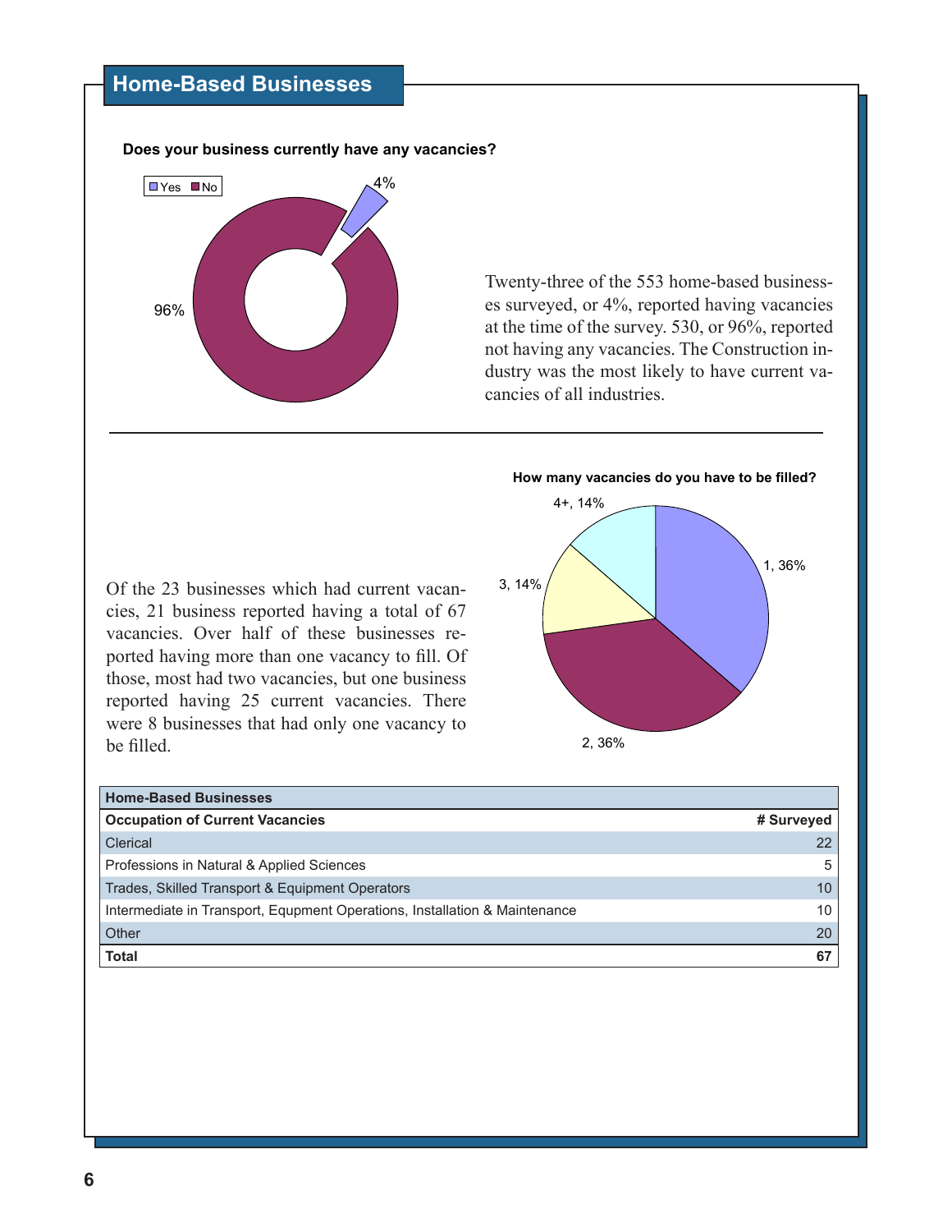## Home-Based Businesses

**Does your business currently have any vacancies?**

Yes: 4%
No: 96%

Twenty-three of the 553 home-based businesses surveyed, or 4%, reported having vacancies at the time of the survey. 530, or 96%, reported not having any vacancies. The Construction industry was the most likely to have current vacancies of all industries.

**How many vacancies do you have to be filled?**

1, 36%
2, 36%
3, 14%
4+, 14%

Of the 23 businesses which had current vacancies, 21 business reported having a total of 67 vacancies. Over half of these businesses reported having more than one vacancy to fill. Of those, most had two vacancies, but one business reported having 25 current vacancies. There were 8 businesses that had only one vacancy to be filled.

| **Home-Based Businesses** | |
|---|---|
| **Occupation of Current Vacancies** | **# Surveyed** |
| Clerical | 22 |
| Professions in Natural & Applied Sciences | 5 |
| Trades, Skilled Transport & Equipment Operators | 10 |
| Intermediate in Transport, Equpment Operations, Installation & Maintenance | 10 |
| Other | 20 |
| **Total** | **67** |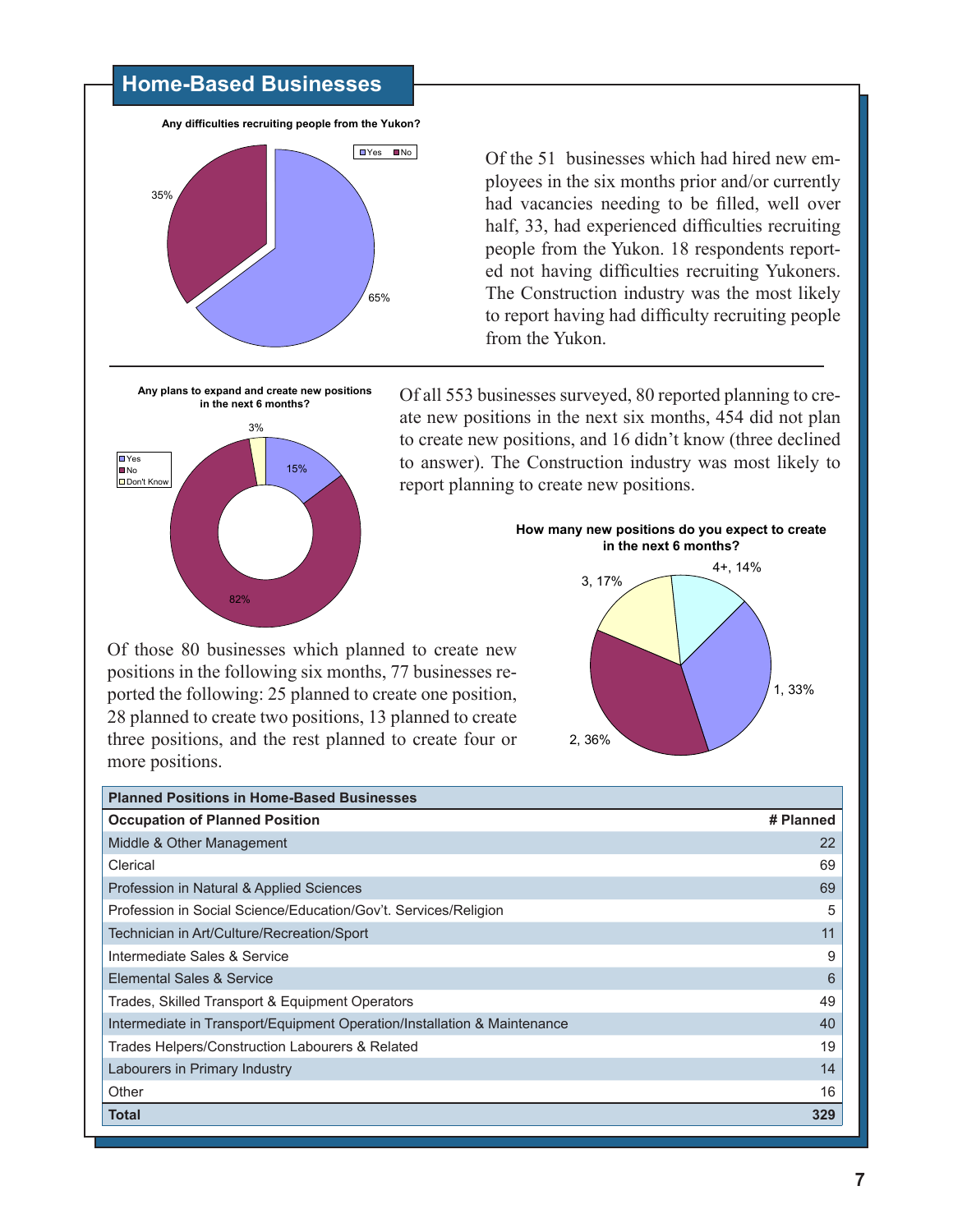## Home-Based Businesses

**Any difficulties recruiting people from the Yukon?**

Yes: 65%, No: 35%

Of the 51 businesses which had hired new employees in the six months prior and/or currently had vacancies needing to be filled, well over half, 33, had experienced difficulties recruiting people from the Yukon. 18 respondents reported not having difficulties recruiting Yukoners. The Construction industry was the most likely to report having had difficulty recruiting people from the Yukon.

**Any plans to expand and create new positions in the next 6 months?**

Yes: 15%, No: 82%, Don't Know: 3%

Of all 553 businesses surveyed, 80 reported planning to create new positions in the next six months, 454 did not plan to create new positions, and 16 didn't know (three declined to answer). The Construction industry was most likely to report planning to create new positions.

**How many new positions do you expect to create in the next 6 months?**

1, 33%; 2, 36%; 3, 17%; 4+, 14%

Of those 80 businesses which planned to create new positions in the following six months, 77 businesses reported the following: 25 planned to create one position, 28 planned to create two positions, 13 planned to create three positions, and the rest planned to create four or more positions.

**Planned Positions in Home-Based Businesses**

| Occupation of Planned Position | # Planned |
|---|---|
| Middle & Other Management | 22 |
| Clerical | 69 |
| Profession in Natural & Applied Sciences | 69 |
| Profession in Social Science/Education/Gov't. Services/Religion | 5 |
| Technician in Art/Culture/Recreation/Sport | 11 |
| Intermediate Sales & Service | 9 |
| Elemental Sales & Service | 6 |
| Trades, Skilled Transport & Equipment Operators | 49 |
| Intermediate in Transport/Equipment Operation/Installation & Maintenance | 40 |
| Trades Helpers/Construction Labourers & Related | 19 |
| Labourers in Primary Industry | 14 |
| Other | 16 |
| **Total** | **329** |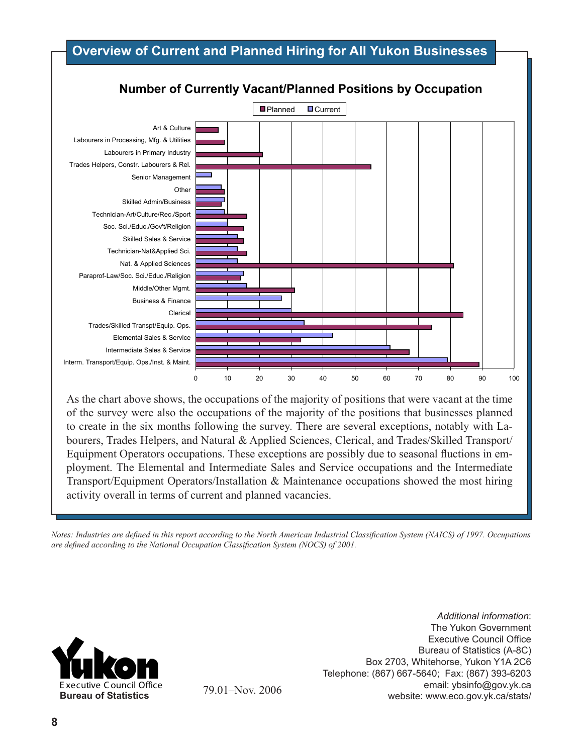## Overview of Current and Planned Hiring for All Yukon Businesses

**Number of Currently Vacant/Planned Positions by Occupation**

Planned
Current

Art & Culture
Labourers in Processing, Mfg. & Utilities
Labourers in Primary Industry
Trades Helpers, Constr. Labourers & Rel.
Senior Management
Other
Skilled Admin/Business
Technician-Art/Culture/Rec./Sport
Soc. Sci./Educ./Gov't/Religion
Skilled Sales & Service
Technician-Nat&Applied Sci.
Nat. & Applied Sciences
Paraprof-Law/Soc. Sci./Educ./Religion
Middle/Other Mgmt.
Business & Finance
Clerical
Trades/Skilled Transpt/Equip. Ops.
Elemental Sales & Service
Intermediate Sales & Service
Interm. Transport/Equip. Ops./Inst. & Maint.

0 10 20 30 40 50 60 70 80 90 100

As the chart above shows, the occupations of the majority of positions that were vacant at the time of the survey were also the occupations of the majority of the positions that businesses planned to create in the six months following the survey. There are several exceptions, notably with Labourers, Trades Helpers, and Natural & Applied Sciences, Clerical, and Trades/Skilled Transport/Equipment Operators occupations. These exceptions are possibly due to seasonal flucti­ons in employment. The Elemental and Intermediate Sales and Service occupations and the Intermediate Transport/Equipment Operators/Installation & Maintenance occupations showed the most hiring activity overall in terms of current and planned vacancies.

*Notes: Industries are defined in this report according to the North American Industrial Classification System (NAICS) of 1997. Occupations are defined according to the National Occupation Classification System (NOCS) of 2001.*

Yukon
Executive Council Office
**Bureau of Statistics**

79.01–Nov. 2006

*Additional information*:
The Yukon Government
Executive Council Office
Bureau of Statistics (A-8C)
Box 2703, Whitehorse, Yukon Y1A 2C6
Telephone: (867) 667-5640; Fax: (867) 393-6203
email: ybsinfo@gov.yk.ca
website: www.eco.gov.yk.ca/stats/